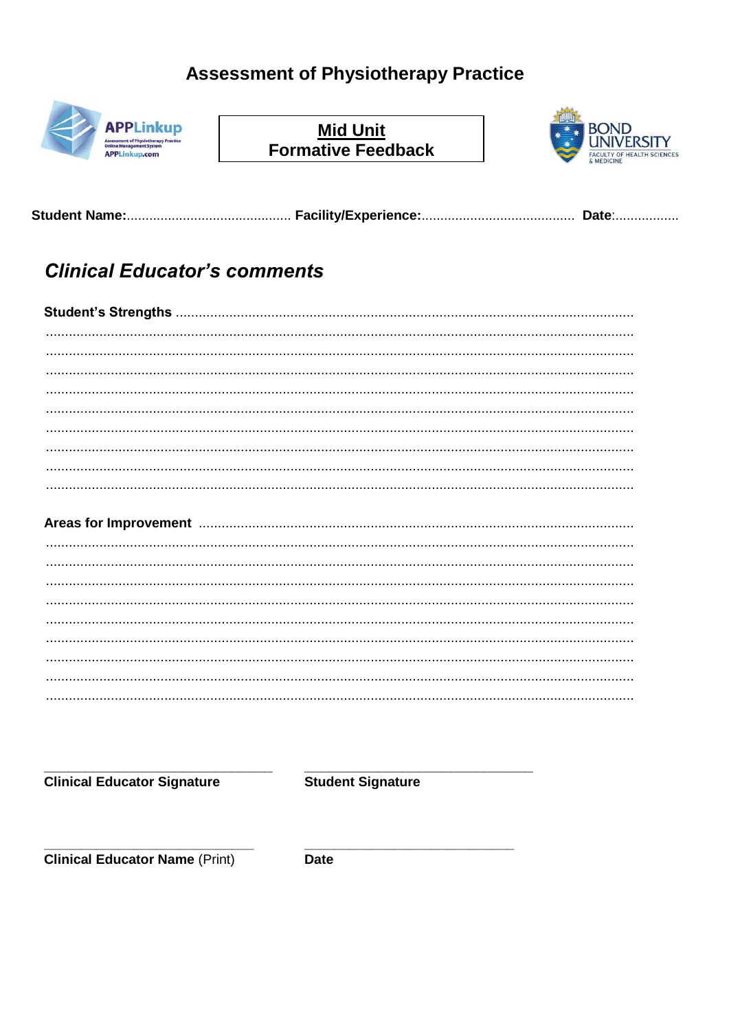# Assessment of Physiotherapy Practice

APPLinkup
Assessment of Physiotherapy Practice Online Management System
APPLinkup.com

**Mid Unit**
**Formative Feedback**

BOND UNIVERSITY
FACULTY OF HEALTH SCIENCES & MEDICINE

**Student Name:**........................................... **Facility/Experience:**........................................ **Date**:.................

## *Clinical Educator's comments*

**Student's Strengths** ....................................................................................................................
.......................................................................................................................................................
.......................................................................................................................................................
.......................................................................................................................................................
.......................................................................................................................................................
.......................................................................................................................................................
.......................................................................................................................................................
.......................................................................................................................................................
.......................................................................................................................................................
.......................................................................................................................................................

**Areas for Improvement** ..............................................................................................................
.......................................................................................................................................................
.......................................................................................................................................................
.......................................................................................................................................................
.......................................................................................................................................................
.......................................................................................................................................................
.......................................................................................................................................................
.......................................................................................................................................................
.......................................................................................................................................................
.......................................................................................................................................................

\_\_\_\_\_\_\_\_\_\_\_\_\_\_\_\_\_\_\_\_\_\_\_\_\_\_\_\_\_\_\_\_ \_\_\_\_\_\_\_\_\_\_\_\_\_\_\_\_\_\_\_\_\_\_\_\_\_\_\_\_\_\_\_\_

**Clinical Educator Signature** **Student Signature**

\_\_\_\_\_\_\_\_\_\_\_\_\_\_\_\_\_\_\_\_\_\_\_\_\_\_\_\_\_\_\_\_ \_\_\_\_\_\_\_\_\_\_\_\_\_\_\_\_\_\_\_\_\_\_\_\_\_\_\_\_\_\_\_\_

**Clinical Educator Name** (Print) **Date**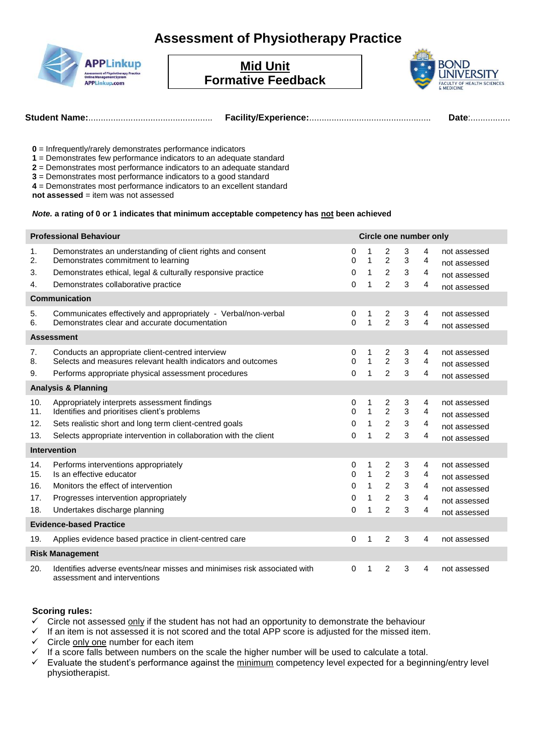# Assessment of Physiotherapy Practice

APPLinkup
Assessment of Physiotherapy Practice Online Management System
APPLinkup.com

**Mid Unit**
**Formative Feedback**

BOND UNIVERSITY
FACULTY OF HEALTH SCIENCES & MEDICINE

**Student Name:**.................................................. **Facility/Experience:**................................................. **Date**:................

**0** = Infrequently/rarely demonstrates performance indicators
**1** = Demonstrates few performance indicators to an adequate standard
**2** = Demonstrates most performance indicators to an adequate standard
**3** = Demonstrates most performance indicators to a good standard
**4** = Demonstrates most performance indicators to an excellent standard
**not assessed** = item was not assessed

***Note.*** **a rating of 0 or 1 indicates that minimum acceptable competency has not been achieved**

| **Professional Behaviour** | | **Circle one number only** | | | | | |
|---|---|---|---|---|---|---|---|
| 1. | Demonstrates an understanding of client rights and consent | 0 | 1 | 2 | 3 | 4 | not assessed |
| 2. | Demonstrates commitment to learning | 0 | 1 | 2 | 3 | 4 | not assessed |
| 3. | Demonstrates ethical, legal & culturally responsive practice | 0 | 1 | 2 | 3 | 4 | not assessed |
| 4. | Demonstrates collaborative practice | 0 | 1 | 2 | 3 | 4 | not assessed |
| **Communication** | | | | | | | |
| 5. | Communicates effectively and appropriately - Verbal/non-verbal | 0 | 1 | 2 | 3 | 4 | not assessed |
| 6. | Demonstrates clear and accurate documentation | 0 | 1 | 2 | 3 | 4 | not assessed |
| **Assessment** | | | | | | | |
| 7. | Conducts an appropriate client-centred interview | 0 | 1 | 2 | 3 | 4 | not assessed |
| 8. | Selects and measures relevant health indicators and outcomes | 0 | 1 | 2 | 3 | 4 | not assessed |
| 9. | Performs appropriate physical assessment procedures | 0 | 1 | 2 | 3 | 4 | not assessed |
| **Analysis & Planning** | | | | | | | |
| 10. | Appropriately interprets assessment findings | 0 | 1 | 2 | 3 | 4 | not assessed |
| 11. | Identifies and prioritises client's problems | 0 | 1 | 2 | 3 | 4 | not assessed |
| 12. | Sets realistic short and long term client-centred goals | 0 | 1 | 2 | 3 | 4 | not assessed |
| 13. | Selects appropriate intervention in collaboration with the client | 0 | 1 | 2 | 3 | 4 | not assessed |
| **Intervention** | | | | | | | |
| 14. | Performs interventions appropriately | 0 | 1 | 2 | 3 | 4 | not assessed |
| 15. | Is an effective educator | 0 | 1 | 2 | 3 | 4 | not assessed |
| 16. | Monitors the effect of intervention | 0 | 1 | 2 | 3 | 4 | not assessed |
| 17. | Progresses intervention appropriately | 0 | 1 | 2 | 3 | 4 | not assessed |
| 18. | Undertakes discharge planning | 0 | 1 | 2 | 3 | 4 | not assessed |
| **Evidence-based Practice** | | | | | | | |
| 19. | Applies evidence based practice in client-centred care | 0 | 1 | 2 | 3 | 4 | not assessed |
| **Risk Management** | | | | | | | |
| 20. | Identifies adverse events/near misses and minimises risk associated with assessment and interventions | 0 | 1 | 2 | 3 | 4 | not assessed |

**Scoring rules:**

- ✓ Circle not assessed only if the student has not had an opportunity to demonstrate the behaviour
- ✓ If an item is not assessed it is not scored and the total APP score is adjusted for the missed item.
- ✓ Circle only one number for each item
- ✓ If a score falls between numbers on the scale the higher number will be used to calculate a total.
- ✓ Evaluate the student's performance against the minimum competency level expected for a beginning/entry level physiotherapist.